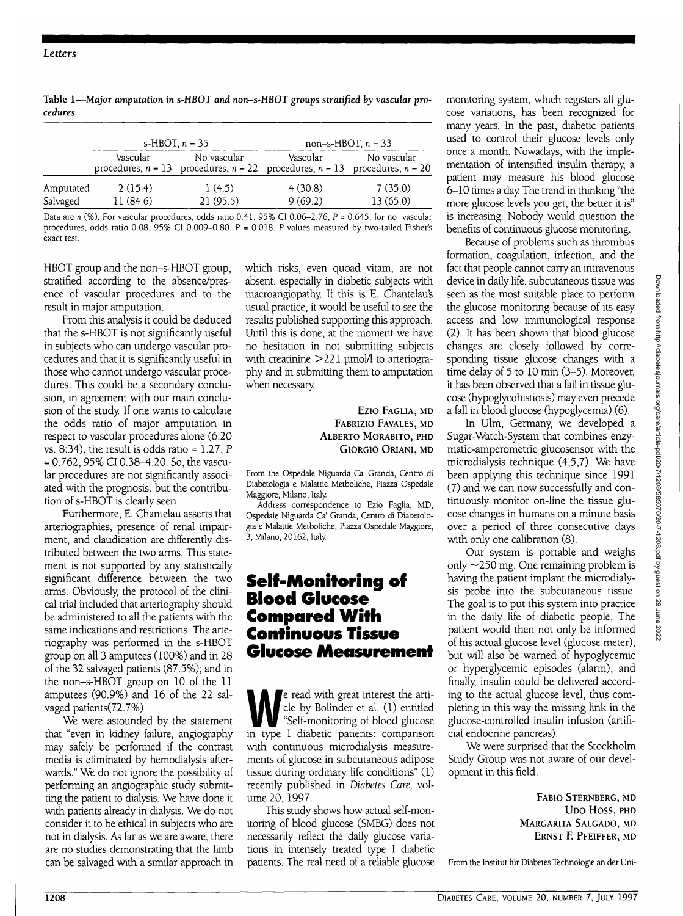**Table 1—Major amputation in s-HBOT and non–s-HBOT groups stratified by vascular procedures**

| | s-HBOT, $n$ = 35 | | non–s-HBOT, $n$ = 33 | |
|---|---|---|---|---|
| | Vascular procedures, $n$ = 13 | No vascular procedures, $n$ = 22 | Vascular procedures, $n$ = 13 | No vascular procedures, $n$ = 20 |
| Amputated | 2 (15.4) | 1 (4.5) | 4 (30.8) | 7 (35.0) |
| Salvaged | 11 (84.6) | 21 (95.5) | 9 (69.2) | 13 (65.0) |

Data are $n$ (%). For vascular procedures, odds ratio 0.41, 95% CI 0.06–2.76, $P$ = 0.645; for no vascular procedures, odds ratio 0.08, 95% CI 0.009–0.80, $P$ = 0.018. $P$ values measured by two-tailed Fisher's exact test.

HBOT group and the non–s-HBOT group, stratified according to the absence/presence of vascular procedures and to the result in major amputation.

From this analysis it could be deduced that the s-HBOT is not significantly useful in subjects who can undergo vascular procedures and that it is significantly useful in those who cannot undergo vascular procedures. This could be a secondary conclusion, in agreement with our main conclusion of the study. If one wants to calculate the odds ratio of major amputation in respect to vascular procedures alone (6:20 vs. 8:34), the result is odds ratio = 1.27, $P$ = 0.762, 95% CI 0.38–4.20. So, the vascular procedures are not significantly associated with the prognosis, but the contribution of s-HBOT is clearly seen.

Furthermore, E. Chantelau asserts that arteriographies, presence of renal impairment, and claudication are differently distributed between the two arms. This statement is not supported by any statistically significant difference between the two arms. Obviously, the protocol of the clinical trial included that arteriography should be administered to all the patients with the same indications and restrictions. The arteriography was performed in the s-HBOT group on all 3 amputees (100%) and in 28 of the 32 salvaged patients (87.5%); and in the non–s-HBOT group on 10 of the 11 amputees (90.9%) and 16 of the 22 salvaged patients(72.7%).

We were astounded by the statement that "even in kidney failure, angiography may safely be performed if the contrast media is eliminated by hemodialysis afterwards." We do not ignore the possibility of performing an angiographic study submitting the patient to dialysis. We have done it with patients already in dialysis. We do not consider it to be ethical in subjects who are not in dialysis. As far as we are aware, there are no studies demonstrating that the limb can be salvaged with a similar approach in which risks, even quoad vitam, are not absent, especially in diabetic subjects with macroangiopathy. If this is E. Chantelau's usual practice, it would be useful to see the results published supporting this approach. Until this is done, at the moment we have no hesitation in not submitting subjects with creatinine >221 µmol/l to arteriography and in submitting them to amputation when necessary.

EZIO FAGLIA, MD
FABRIZIO FAVALES, MD
ALBERTO MORABITO, PHD
GIORGIO ORIANI, MD

From the Ospedale Niguarda Ca' Granda, Centro di Diabetologia e Malattie Metboliche, Piazza Ospedale Maggiore, Milano, Italy.

Address correspondence to Ezio Faglia, MD, Ospedale Niguarda Ca' Granda, Centro di Diabetologia e Malattie Metboliche, Piazza Ospedale Maggiore, 3, Milano, 20162, Italy.

# Self-Monitoring of Blood Glucose Compared With Continuous Tissue Glucose Measurement

We read with great interest the article by Bolinder et al. (1) entitled "Self-monitoring of blood glucose in type 1 diabetic patients: comparison with continuous microdialysis measurements of glucose in subcutaneous adipose tissue during ordinary life conditions" (1) recently published in *Diabetes Care,* volume 20, 1997.

This study shows how actual self-monitoring of blood glucose (SMBG) does not necessarily reflect the daily glucose variations in intensely treated type 1 diabetic patients. The real need of a reliable glucose monitoring system, which registers all glucose variations, has been recognized for many years. In the past, diabetic patients used to control their glucose levels only once a month. Nowadays, with the implementation of intensified insulin therapy, a patient may measure his blood glucose 6–10 times a day. The trend in thinking "the more glucose levels you get, the better it is" is increasing. Nobody would question the benefits of continuous glucose monitoring.

Because of problems such as thrombus formation, coagulation, infection, and the fact that people cannot carry an intravenous device in daily life, subcutaneous tissue was seen as the most suitable place to perform the glucose monitoring because of its easy access and low immunological response (2). It has been shown that blood glucose changes are closely followed by corresponding tissue glucose changes with a time delay of 5 to 10 min (3–5). Moreover, it has been observed that a fall in tissue glucose (hypoglycohistiosis) may even precede a fall in blood glucose (hypoglycemia) (6).

In Ulm, Germany, we developed a Sugar-Watch-System that combines enzymatic-amperometric glucosensor with the microdialysis technique (4,5,7). We have been applying this technique since 1991 (7) and we can now successfully and continuously monitor on-line the tissue glucose changes in humans on a minute basis over a period of three consecutive days with only one calibration (8).

Our system is portable and weighs only ~250 mg. One remaining problem is having the patient implant the microdialysis probe into the subcutaneous tissue. The goal is to put this system into practice in the daily life of diabetic people. The patient would then not only be informed of his actual glucose level (glucose meter), but will also be warned of hypoglycemic or hyperglycemic episodes (alarm), and finally, insulin could be delivered according to the actual glucose level, thus completing in this way the missing link in the glucose-controlled insulin infusion (artificial endocrine pancreas).

We were surprised that the Stockholm Study Group was not aware of our development in this field.

FABIO STERNBERG, MD
UDO HOSS, PHD
MARGARITA SALGADO, MD
ERNST F. PFEIFFER, MD

From the Institut für Diabetes Technologie an der Uni-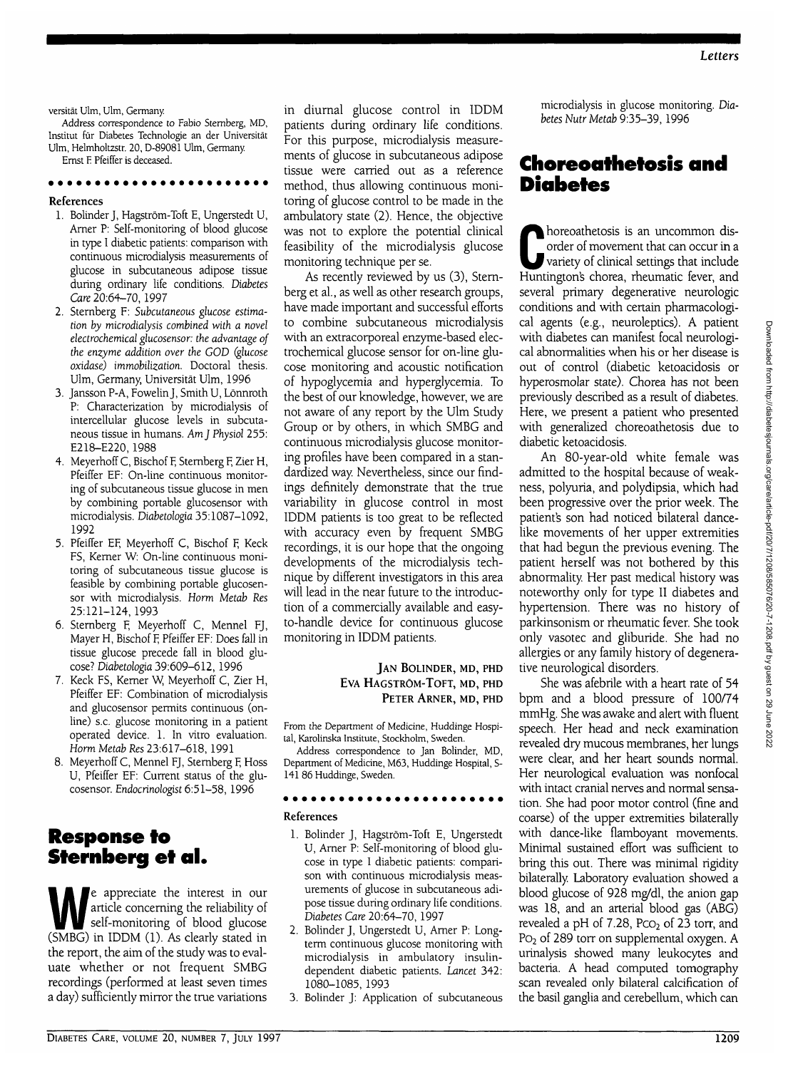versität Ulm, Ulm, Germany.

Address correspondence to Fabio Sternberg, MD, Institut für Diabetes Technologie an der Universität Ulm, Helmholtzstr. 20, D-89081 Ulm, Germany.

Ernst F. Pfeiffer is deceased.

**References**

1. Bolinder J, Hagström-Toft E, Ungerstedt U, Arner P: Self-monitoring of blood glucose in type I diabetic patients: comparison with continuous microdialysis measurements of glucose in subcutaneous adipose tissue during ordinary life conditions. *Diabetes Care* 20:64–70, 1997
2. Sternberg F: *Subcutaneous glucose estimation by microdialysis combined with a novel electrochemical glucosensor: the advantage of the enzyme addition over the GOD (glucose oxidase) immobilization.* Doctoral thesis. Ulm, Germany, Universität Ulm, 1996
3. Jansson P-A, Fowelin J, Smith U, Lönnroth P: Characterization by microdialysis of intercellular glucose levels in subcutaneous tissue in humans. *Am J Physiol* 255: E218–E220, 1988
4. Meyerhoff C, Bischof F, Sternberg F, Zier H, Pfeiffer EF: On-line continuous monitoring of subcutaneous tissue glucose in men by combining portable glucosensor with microdialysis. *Diabetologia* 35:1087–1092, 1992
5. Pfeiffer EF, Meyerhoff C, Bischof F, Keck FS, Kerner W: On-line continuous monitoring of subcutaneous tissue glucose is feasible by combining portable glucosensor with microdialysis. *Horm Metab Res* 25:121–124, 1993
6. Sternberg F, Meyerhoff C, Mennel FJ, Mayer H, Bischof F, Pfeiffer EF: Does fall in tissue glucose precede fall in blood glucose? *Diabetologia* 39:609–612, 1996
7. Keck FS, Kerner W, Meyerhoff C, Zier H, Pfeiffer EF: Combination of microdialysis and glucosensor permits continuous (online) s.c. glucose monitoring in a patient operated device. 1. In vitro evaluation. *Horm Metab Res* 23:617–618, 1991
8. Meyerhoff C, Mennel FJ, Sternberg F, Hoss U, Pfeiffer EF: Current status of the glucosensor. *Endocrinologist* 6:51–58, 1996

## Response to Sternberg et al.

We appreciate the interest in our article concerning the reliability of self-monitoring of blood glucose (SMBG) in IDDM (1). As clearly stated in the report, the aim of the study was to evaluate whether or not frequent SMBG recordings (performed at least seven times a day) sufficiently mirror the true variations in diurnal glucose control in IDDM patients during ordinary life conditions. For this purpose, microdialysis measurements of glucose in subcutaneous adipose tissue were carried out as a reference method, thus allowing continuous monitoring of glucose control to be made in the ambulatory state (2). Hence, the objective was not to explore the potential clinical feasibility of the microdialysis glucose monitoring technique per se.

As recently reviewed by us (3), Sternberg et al., as well as other research groups, have made important and successful efforts to combine subcutaneous microdialysis with an extracorporeal enzyme-based electrochemical glucose sensor for on-line glucose monitoring and acoustic notification of hypoglycemia and hyperglycemia. To the best of our knowledge, however, we are not aware of any report by the Ulm Study Group or by others, in which SMBG and continuous microdialysis glucose monitoring profiles have been compared in a standardized way. Nevertheless, since our findings definitely demonstrate that the true variability in glucose control in most IDDM patients is too great to be reflected with accuracy even by frequent SMBG recordings, it is our hope that the ongoing developments of the microdialysis technique by different investigators in this area will lead in the near future to the introduction of a commercially available and easy-to-handle device for continuous glucose monitoring in IDDM patients.

**JAN BOLINDER, MD, PHD**
**EVA HAGSTRÖM-TOFT, MD, PHD**
**PETER ARNER, MD, PHD**

From the Department of Medicine, Huddinge Hospital, Karolinska Institute, Stockholm, Sweden.

Address correspondence to Jan Bolinder, MD, Department of Medicine, M63, Huddinge Hospital, S-141 86 Huddinge, Sweden.

**References**

1. Bolinder J, Hagström-Toft E, Ungerstedt U, Arner P: Self-monitoring of blood glucose in type I diabetic patients: comparison with continuous microdialysis measurements of glucose in subcutaneous adipose tissue during ordinary life conditions. *Diabetes Care* 20:64–70, 1997
2. Bolinder J, Ungerstedt U, Arner P: Long-term continuous glucose monitoring with microdialysis in ambulatory insulin-dependent diabetic patients. *Lancet* 342: 1080–1085, 1993
3. Bolinder J: Application of subcutaneous microdialysis in glucose monitoring. *Diabetes Nutr Metab* 9:35–39, 1996

## Choreoathetosis and Diabetes

Choreoathetosis is an uncommon disorder of movement that can occur in a variety of clinical settings that include Huntington's chorea, rheumatic fever, and several primary degenerative neurologic conditions and with certain pharmacological agents (e.g., neuroleptics). A patient with diabetes can manifest focal neurological abnormalities when his or her disease is out of control (diabetic ketoacidosis or hyperosmolar state). Chorea has not been previously described as a result of diabetes. Here, we present a patient who presented with generalized choreoathetosis due to diabetic ketoacidosis.

An 80-year-old white female was admitted to the hospital because of weakness, polyuria, and polydipsia, which had been progressive over the prior week. The patient's son had noticed bilateral dance-like movements of her upper extremities that had begun the previous evening. The patient herself was not bothered by this abnormality. Her past medical history was noteworthy only for type II diabetes and hypertension. There was no history of parkinsonism or rheumatic fever. She took only vasotec and gliburide. She had no allergies or any family history of degenerative neurological disorders.

She was afebrile with a heart rate of 54 bpm and a blood pressure of 100/74 mmHg. She was awake and alert with fluent speech. Her head and neck examination revealed dry mucous membranes, her lungs were clear, and her heart sounds normal. Her neurological evaluation was nonfocal with intact cranial nerves and normal sensation. She had poor motor control (fine and coarse) of the upper extremities bilaterally with dance-like flamboyant movements. Minimal sustained effort was sufficient to bring this out. There was minimal rigidity bilaterally. Laboratory evaluation showed a blood glucose of 928 mg/dl, the anion gap was 18, and an arterial blood gas (ABG) revealed a pH of 7.28, $P_{CO_2}$ of 23 torr, and $P_{O_2}$ of 289 torr on supplemental oxygen. A urinalysis showed many leukocytes and bacteria. A head computed tomography scan revealed only bilateral calcification of the basil ganglia and cerebellum, which can